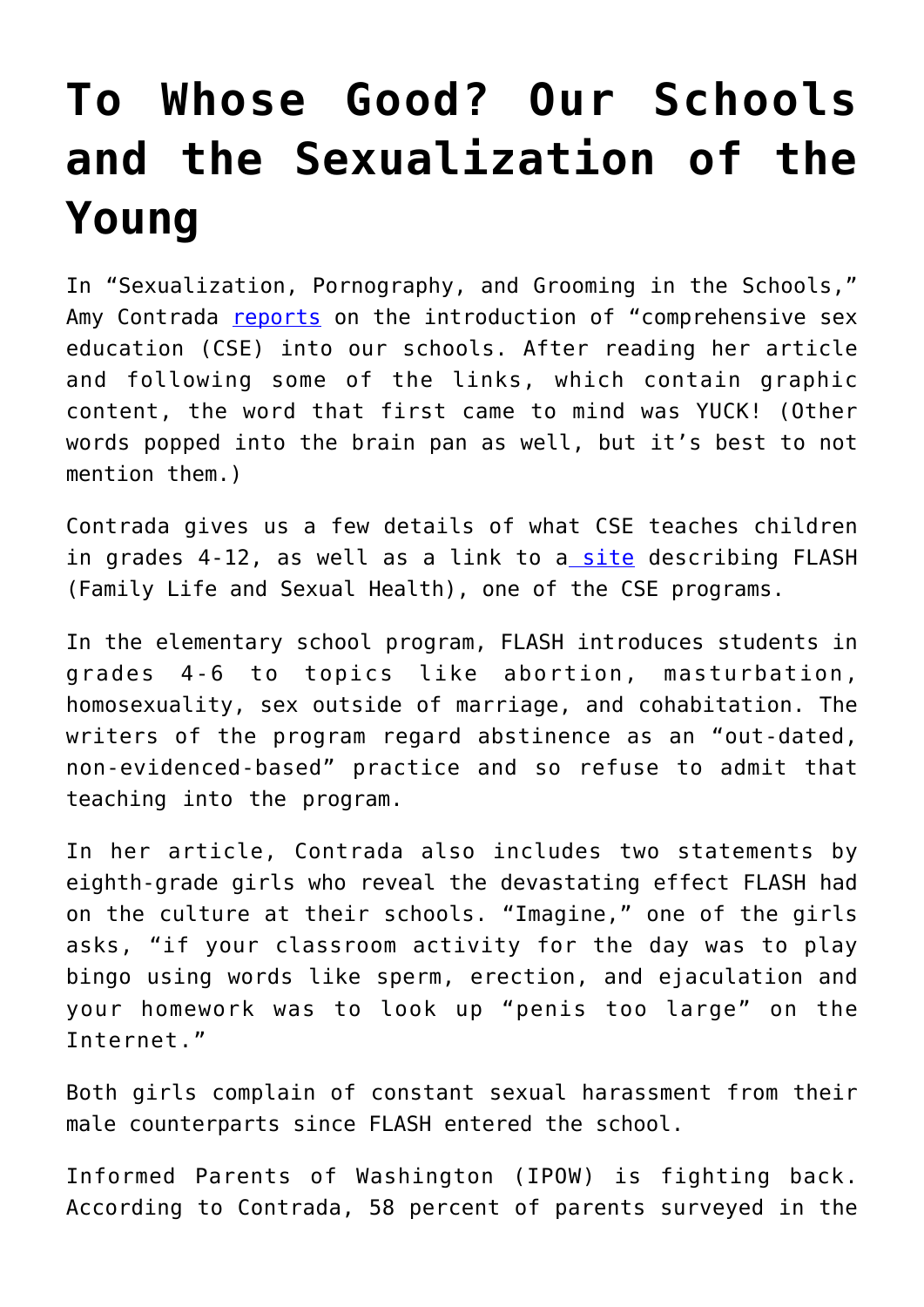# To Whose Good? Our Schools and the Sexualization of the Young

In "Sexualization, Pornography, and Grooming in the Schools," Amy Contrada [reports](#) on the introduction of "comprehensive sex education (CSE) into our schools. After reading her article and following some of the links, which contain graphic content, the word that first came to mind was YUCK! (Other words popped into the brain pan as well, but it's best to not mention them.)

Contrada gives us a few details of what CSE teaches children in grades 4-12, as well as a link to a [site](#) describing FLASH (Family Life and Sexual Health), one of the CSE programs.

In the elementary school program, FLASH introduces students in grades 4-6 to topics like abortion, masturbation, homosexuality, sex outside of marriage, and cohabitation. The writers of the program regard abstinence as an "out-dated, non-evidenced-based" practice and so refuse to admit that teaching into the program.

In her article, Contrada also includes two statements by eighth-grade girls who reveal the devastating effect FLASH had on the culture at their schools. "Imagine," one of the girls asks, "if your classroom activity for the day was to play bingo using words like sperm, erection, and ejaculation and your homework was to look up "penis too large" on the Internet."

Both girls complain of constant sexual harassment from their male counterparts since FLASH entered the school.

Informed Parents of Washington (IPOW) is fighting back. According to Contrada, 58 percent of parents surveyed in the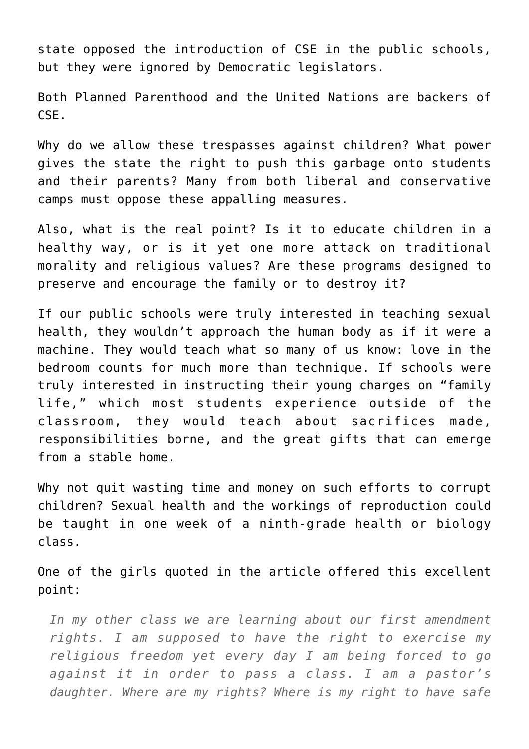state opposed the introduction of CSE in the public schools, but they were ignored by Democratic legislators.

Both Planned Parenthood and the United Nations are backers of CSE.

Why do we allow these trespasses against children? What power gives the state the right to push this garbage onto students and their parents? Many from both liberal and conservative camps must oppose these appalling measures.

Also, what is the real point? Is it to educate children in a healthy way, or is it yet one more attack on traditional morality and religious values? Are these programs designed to preserve and encourage the family or to destroy it?

If our public schools were truly interested in teaching sexual health, they wouldn't approach the human body as if it were a machine. They would teach what so many of us know: love in the bedroom counts for much more than technique. If schools were truly interested in instructing their young charges on "family life," which most students experience outside of the classroom, they would teach about sacrifices made, responsibilities borne, and the great gifts that can emerge from a stable home.

Why not quit wasting time and money on such efforts to corrupt children? Sexual health and the workings of reproduction could be taught in one week of a ninth-grade health or biology class.

One of the girls quoted in the article offered this excellent point:

> *In my other class we are learning about our first amendment rights. I am supposed to have the right to exercise my religious freedom yet every day I am being forced to go against it in order to pass a class. I am a pastor's daughter. Where are my rights? Where is my right to have safe*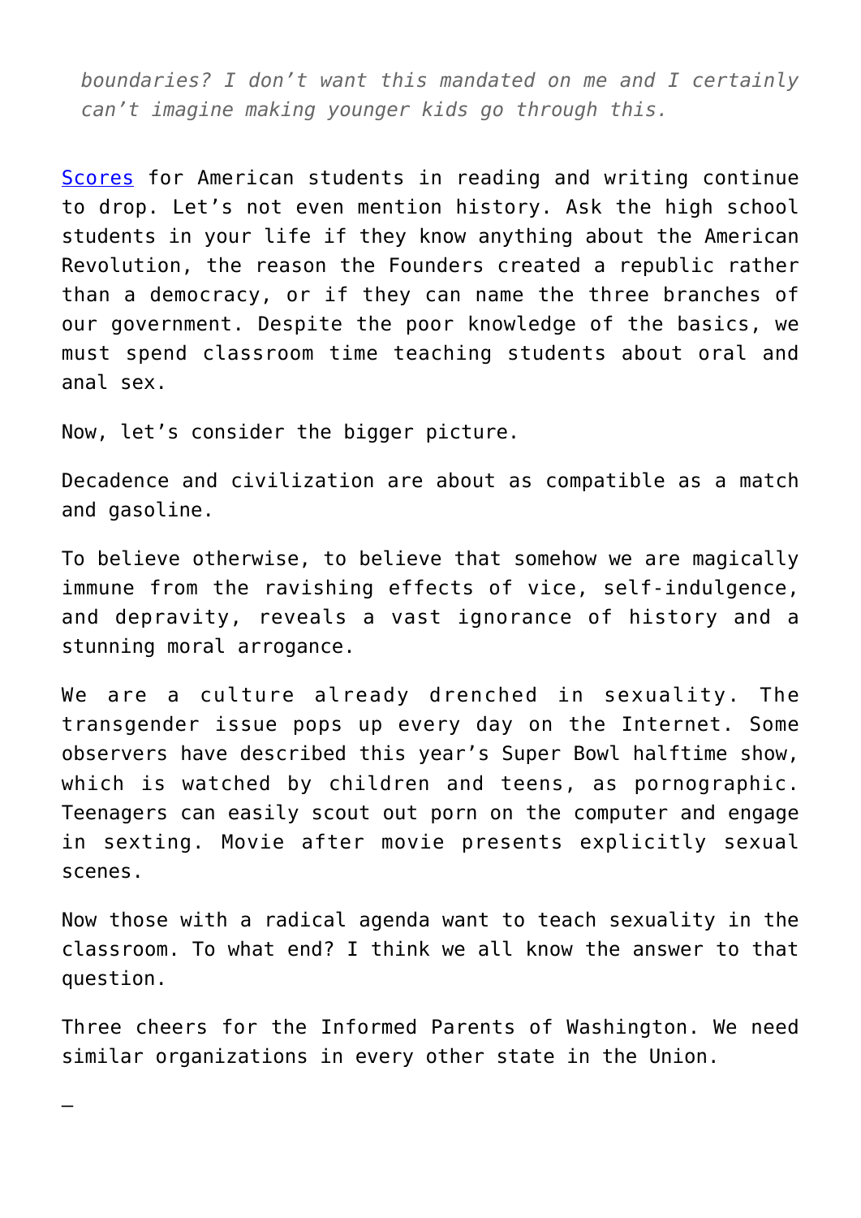*boundaries? I don't want this mandated on me and I certainly can't imagine making younger kids go through this.*

Scores for American students in reading and writing continue to drop. Let's not even mention history. Ask the high school students in your life if they know anything about the American Revolution, the reason the Founders created a republic rather than a democracy, or if they can name the three branches of our government. Despite the poor knowledge of the basics, we must spend classroom time teaching students about oral and anal sex.

Now, let's consider the bigger picture.

Decadence and civilization are about as compatible as a match and gasoline.

To believe otherwise, to believe that somehow we are magically immune from the ravishing effects of vice, self-indulgence, and depravity, reveals a vast ignorance of history and a stunning moral arrogance.

We are a culture already drenched in sexuality. The transgender issue pops up every day on the Internet. Some observers have described this year's Super Bowl halftime show, which is watched by children and teens, as pornographic. Teenagers can easily scout out porn on the computer and engage in sexting. Movie after movie presents explicitly sexual scenes.

Now those with a radical agenda want to teach sexuality in the classroom. To what end? I think we all know the answer to that question.

Three cheers for the Informed Parents of Washington. We need similar organizations in every other state in the Union.

—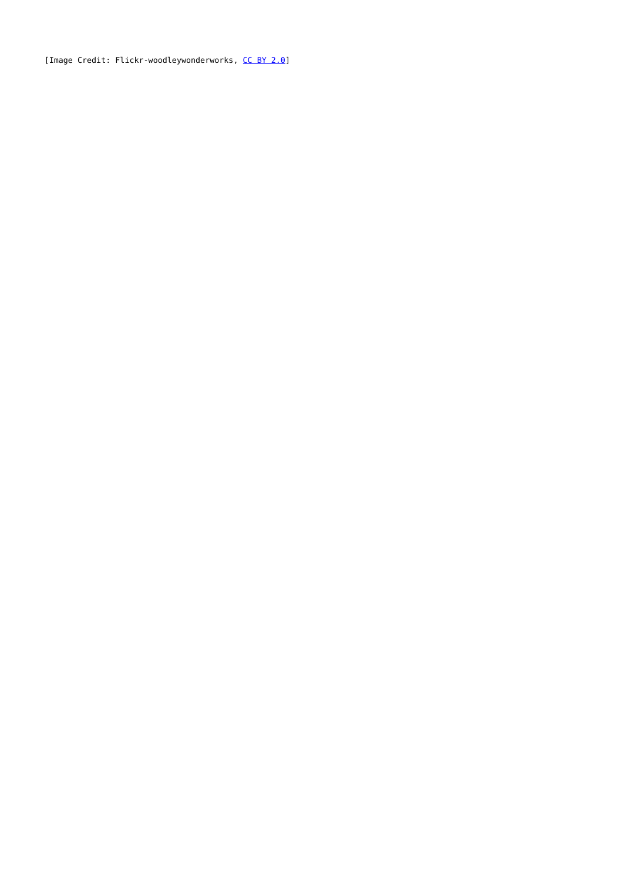[Image Credit: Flickr-woodleywonderworks, CC BY 2.0]